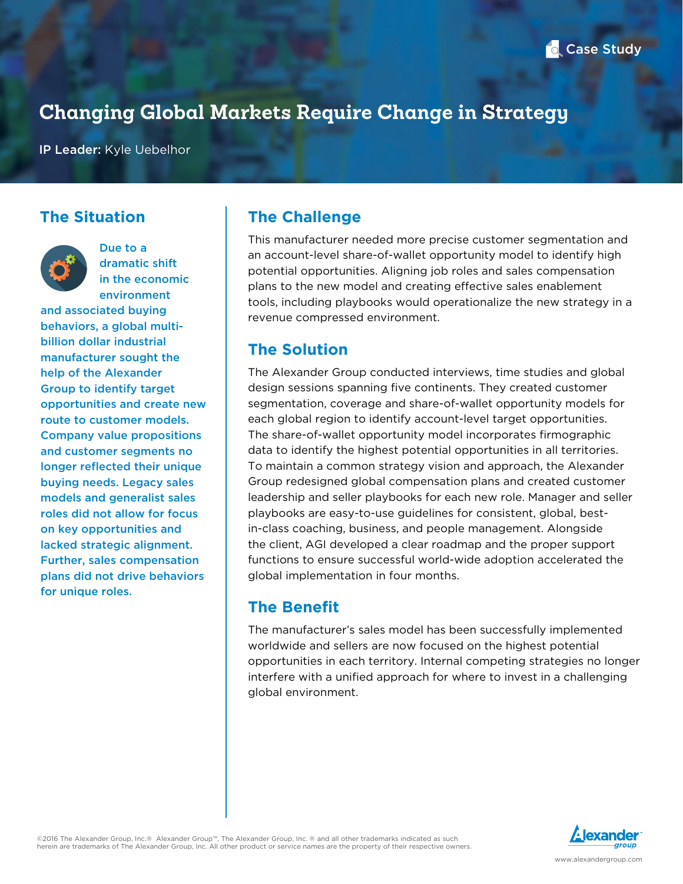Case Study

# Changing Global Markets Require Change in Strategy

**IP Leader:** Kyle Uebelhor

## The Situation

**Due to a dramatic shift in the economic environment and associated buying behaviors, a global multi-billion dollar industrial manufacturer sought the help of the Alexander Group to identify target opportunities and create new route to customer models. Company value propositions and customer segments no longer reflected their unique buying needs. Legacy sales models and generalist sales roles did not allow for focus on key opportunities and lacked strategic alignment. Further, sales compensation plans did not drive behaviors for unique roles.**

## The Challenge

This manufacturer needed more precise customer segmentation and an account-level share-of-wallet opportunity model to identify high potential opportunities. Aligning job roles and sales compensation plans to the new model and creating effective sales enablement tools, including playbooks would operationalize the new strategy in a revenue compressed environment.

## The Solution

The Alexander Group conducted interviews, time studies and global design sessions spanning five continents. They created customer segmentation, coverage and share-of-wallet opportunity models for each global region to identify account-level target opportunities. The share-of-wallet opportunity model incorporates firmographic data to identify the highest potential opportunities in all territories. To maintain a common strategy vision and approach, the Alexander Group redesigned global compensation plans and created customer leadership and seller playbooks for each new role. Manager and seller playbooks are easy-to-use guidelines for consistent, global, best-in-class coaching, business, and people management. Alongside the client, AGI developed a clear roadmap and the proper support functions to ensure successful world-wide adoption accelerated the global implementation in four months.

## The Benefit

The manufacturer's sales model has been successfully implemented worldwide and sellers are now focused on the highest potential opportunities in each territory. Internal competing strategies no longer interfere with a unified approach for where to invest in a challenging global environment.

©2016 The Alexander Group, Inc.® Alexander Group™, The Alexander Group, Inc. ® and all other trademarks indicated as such herein are trademarks of The Alexander Group, Inc. All other product or service names are the property of their respective owners.

www.alexandergroup.com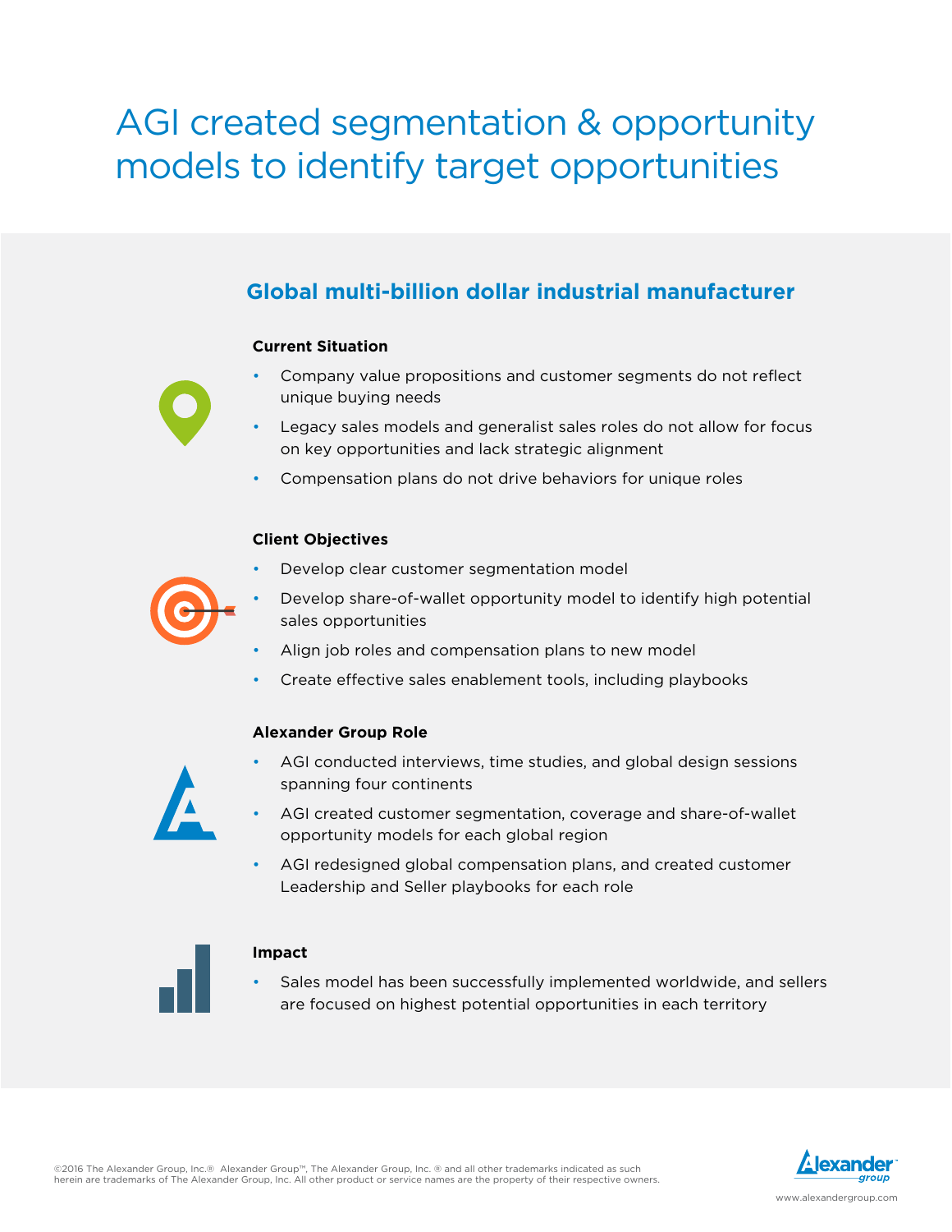# AGI created segmentation & opportunity models to identify target opportunities

## Global multi-billion dollar industrial manufacturer

### Current Situation

- Company value propositions and customer segments do not reflect unique buying needs
- Legacy sales models and generalist sales roles do not allow for focus on key opportunities and lack strategic alignment
- Compensation plans do not drive behaviors for unique roles

### Client Objectives

- Develop clear customer segmentation model
- Develop share-of-wallet opportunity model to identify high potential sales opportunities
- Align job roles and compensation plans to new model
- Create effective sales enablement tools, including playbooks

### Alexander Group Role

- AGI conducted interviews, time studies, and global design sessions spanning four continents
- AGI created customer segmentation, coverage and share-of-wallet opportunity models for each global region
- AGI redesigned global compensation plans, and created customer Leadership and Seller playbooks for each role

### Impact

- Sales model has been successfully implemented worldwide, and sellers are focused on highest potential opportunities in each territory

©2016 The Alexander Group, Inc.® Alexander Group™, The Alexander Group, Inc. ® and all other trademarks indicated as such herein are trademarks of The Alexander Group, Inc. All other product or service names are the property of their respective owners.

www.alexandergroup.com